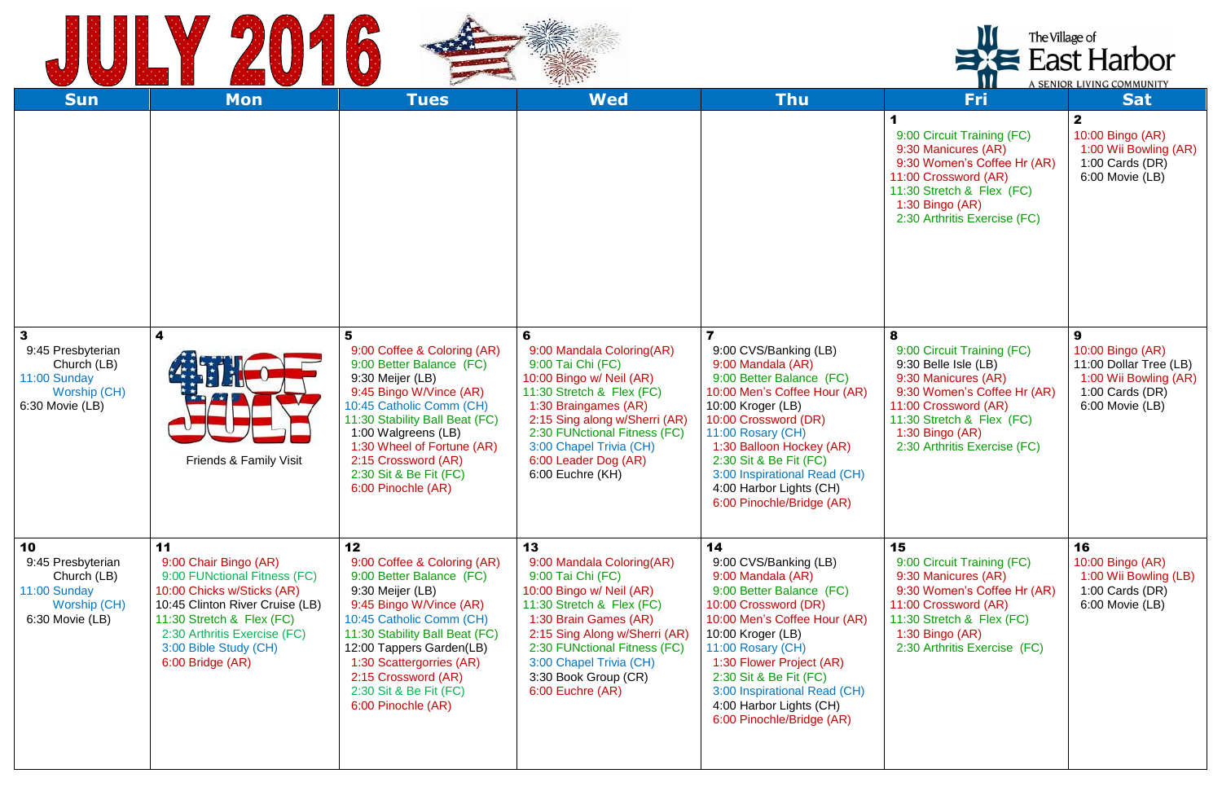# JULY 2016

The Village of East Harbor
A SENIOR LIVING COMMUNITY

| Sun | Mon | Tues | Wed | Thu | Fri | Sat |
|---|---|---|---|---|---|---|
| | | | | | **1**<br>9:00 Circuit Training (FC)<br>9:30 Manicures (AR)<br>9:30 Women's Coffee Hr (AR)<br>11:00 Crossword (AR)<br>11:30 Stretch & Flex (FC)<br>1:30 Bingo (AR)<br>2:30 Arthritis Exercise (FC) | **2**<br>10:00 Bingo (AR)<br>1:00 Wii Bowling (AR)<br>1:00 Cards (DR)<br>6:00 Movie (LB) |
| **3**<br>9:45 Presbyterian Church (LB)<br>11:00 Sunday Worship (CH)<br>6:30 Movie (LB) | **4**<br>4TH OF JULY<br>Friends & Family Visit | **5**<br>9:00 Coffee & Coloring (AR)<br>9:00 Better Balance (FC)<br>9:30 Meijer (LB)<br>9:45 Bingo W/Vince (AR)<br>10:45 Catholic Comm (CH)<br>11:30 Stability Ball Beat (FC)<br>1:00 Walgreens (LB)<br>1:30 Wheel of Fortune (AR)<br>2:15 Crossword (AR)<br>2:30 Sit & Be Fit (FC)<br>6:00 Pinochle (AR) | **6**<br>9:00 Mandala Coloring(AR)<br>9:00 Tai Chi (FC)<br>10:00 Bingo w/ Neil (AR)<br>11:30 Stretch & Flex (FC)<br>1:30 Braingames (AR)<br>2:15 Sing along w/Sherri (AR)<br>2:30 FUNctional Fitness (FC)<br>3:00 Chapel Trivia (CH)<br>6:00 Leader Dog (AR)<br>6:00 Euchre (KH) | **7**<br>9:00 CVS/Banking (LB)<br>9:00 Mandala (AR)<br>9:00 Better Balance (FC)<br>10:00 Men's Coffee Hour (AR)<br>10:00 Kroger (LB)<br>10:00 Crossword (DR)<br>11:00 Rosary (CH)<br>1:30 Balloon Hockey (AR)<br>2:30 Sit & Be Fit (FC)<br>3:00 Inspirational Read (CH)<br>4:00 Harbor Lights (CH)<br>6:00 Pinochle/Bridge (AR) | **8**<br>9:00 Circuit Training (FC)<br>9:30 Belle Isle (LB)<br>9:30 Manicures (AR)<br>9:30 Women's Coffee Hr (AR)<br>11:00 Crossword (AR)<br>11:30 Stretch & Flex (FC)<br>1:30 Bingo (AR)<br>2:30 Arthritis Exercise (FC) | **9**<br>10:00 Bingo (AR)<br>11:00 Dollar Tree (LB)<br>1:00 Wii Bowling (AR)<br>1:00 Cards (DR)<br>6:00 Movie (LB) |
| **10**<br>9:45 Presbyterian Church (LB)<br>11:00 Sunday Worship (CH)<br>6:30 Movie (LB) | **11**<br>9:00 Chair Bingo (AR)<br>9:00 FUNctional Fitness (FC)<br>10:00 Chicks w/Sticks (AR)<br>10:45 Clinton River Cruise (LB)<br>11:30 Stretch & Flex (FC)<br>2:30 Arthritis Exercise (FC)<br>3:00 Bible Study (CH)<br>6:00 Bridge (AR) | **12**<br>9:00 Coffee & Coloring (AR)<br>9:00 Better Balance (FC)<br>9:30 Meijer (LB)<br>9:45 Bingo W/Vince (AR)<br>10:45 Catholic Comm (CH)<br>11:30 Stability Ball Beat (FC)<br>12:00 Tappers Garden(LB)<br>1:30 Scattergorries (AR)<br>2:15 Crossword (AR)<br>2:30 Sit & Be Fit (FC)<br>6:00 Pinochle (AR) | **13**<br>9:00 Mandala Coloring(AR)<br>9:00 Tai Chi (FC)<br>10:00 Bingo w/ Neil (AR)<br>11:30 Stretch & Flex (FC)<br>1:30 Brain Games (AR)<br>2:15 Sing Along w/Sherri (AR)<br>2:30 FUNctional Fitness (FC)<br>3:00 Chapel Trivia (CH)<br>3:30 Book Group (CR)<br>6:00 Euchre (AR) | **14**<br>9:00 CVS/Banking (LB)<br>9:00 Mandala (AR)<br>9:00 Better Balance (FC)<br>10:00 Crossword (DR)<br>10:00 Men's Coffee Hour (AR)<br>10:00 Kroger (LB)<br>11:00 Rosary (CH)<br>1:30 Flower Project (AR)<br>2:30 Sit & Be Fit (FC)<br>3:00 Inspirational Read (CH)<br>4:00 Harbor Lights (CH)<br>6:00 Pinochle/Bridge (AR) | **15**<br>9:00 Circuit Training (FC)<br>9:30 Manicures (AR)<br>9:30 Women's Coffee Hr (AR)<br>11:00 Crossword (AR)<br>11:30 Stretch & Flex (FC)<br>1:30 Bingo (AR)<br>2:30 Arthritis Exercise (FC) | **16**<br>10:00 Bingo (AR)<br>1:00 Wii Bowling (LB)<br>1:00 Cards (DR)<br>6:00 Movie (LB) |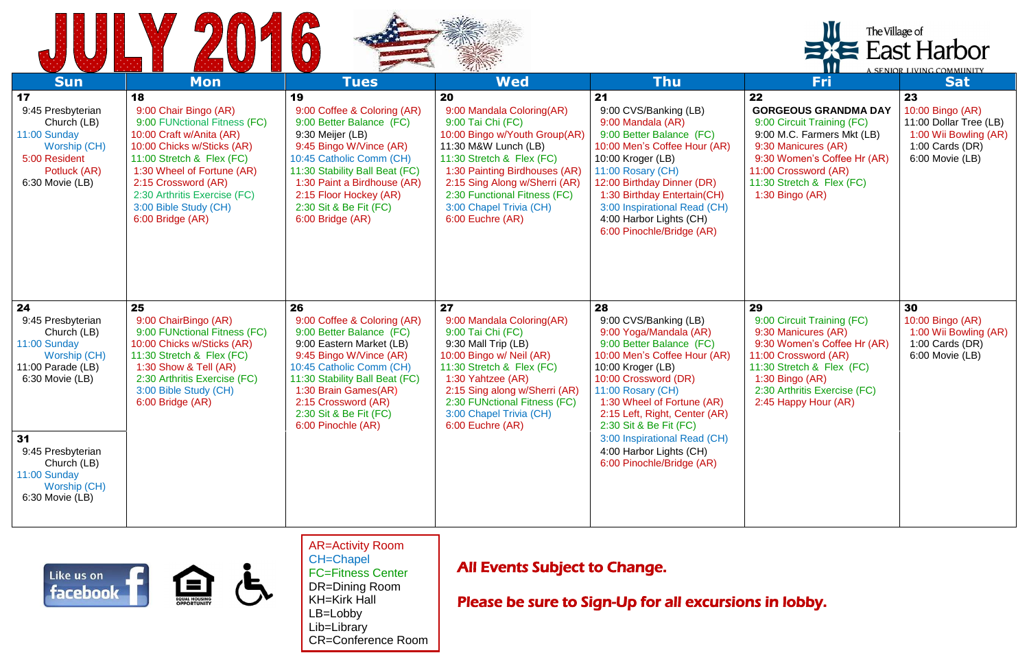# JULY 2016

The Village of East Harbor
A SENIOR LIVING COMMUNITY

| Sun | Mon | Tues | Wed | Thu | Fri | Sat |
|---|---|---|---|---|---|---|
| **17**<br>9:45 Presbyterian Church (LB)<br>11:00 Sunday Worship (CH)<br>5:00 Resident Potluck (AR)<br>6:30 Movie (LB) | **18**<br>9:00 Chair Bingo (AR)<br>9:00 FUNctional Fitness (FC)<br>10:00 Craft w/Anita (AR)<br>10:00 Chicks w/Sticks (AR)<br>11:00 Stretch & Flex (FC)<br>1:30 Wheel of Fortune (AR)<br>2:15 Crossword (AR)<br>2:30 Arthritis Exercise (FC)<br>3:00 Bible Study (CH)<br>6:00 Bridge (AR) | **19**<br>9:00 Coffee & Coloring (AR)<br>9:00 Better Balance (FC)<br>9:30 Meijer (LB)<br>9:45 Bingo W/Vince (AR)<br>10:45 Catholic Comm (CH)<br>11:30 Stability Ball Beat (FC)<br>1:30 Paint a Birdhouse (AR)<br>2:15 Floor Hockey (AR)<br>2:30 Sit & Be Fit (FC)<br>6:00 Bridge (AR) | **20**<br>9:00 Mandala Coloring(AR)<br>9:00 Tai Chi (FC)<br>10:00 Bingo w/Youth Group(AR)<br>11:30 M&W Lunch (LB)<br>1:30 Painting Birdhouses (AR)<br>2:15 Sing Along w/Sherri (AR)<br>2:30 Functional Fitness (FC)<br>3:00 Chapel Trivia (CH)<br>6:00 Euchre (AR) | **21**<br>9:00 CVS/Banking (LB)<br>9:00 Mandala (AR)<br>9:00 Better Balance (FC)<br>10:00 Men's Coffee Hour (AR)<br>10:00 Kroger (LB)<br>11:00 Rosary (CH)<br>12:00 Birthday Dinner (DR)<br>1:30 Birthday Entertain(CH)<br>3:00 Inspirational Read (CH)<br>4:00 Harbor Lights (CH)<br>6:00 Pinochle/Bridge (AR) | **22**<br>**GORGEOUS GRANDMA DAY**<br>9:00 Circuit Training (FC)<br>9:00 M.C. Farmers Mkt (LB)<br>9:30 Manicures (AR)<br>9:30 Women's Coffee Hr (AR)<br>11:00 Crossword (AR)<br>11:30 Stretch & Flex (FC)<br>1:30 Bingo (AR) | **23**<br>10:00 Bingo (AR)<br>11:00 Dollar Tree (LB)<br>1:00 Wii Bowling (AR)<br>1:00 Cards (DR)<br>6:00 Movie (LB) |
| **24**<br>9:45 Presbyterian Church (LB)<br>11:00 Sunday Worship (CH)<br>11:00 Parade (LB)<br>6:30 Movie (LB)<br><br>**31**<br>9:45 Presbyterian Church (LB)<br>11:00 Sunday Worship (CH)<br>6:30 Movie (LB) | **25**<br>9:00 ChairBingo (AR)<br>9:00 FUNctional Fitness (FC)<br>10:00 Chicks w/Sticks (AR)<br>11:30 Stretch & Flex (FC)<br>1:30 Show & Tell (AR)<br>2:30 Arthritis Exercise (FC)<br>3:00 Bible Study (CH)<br>6:00 Bridge (AR) | **26**<br>9:00 Coffee & Coloring (AR)<br>9:00 Better Balance (FC)<br>9:00 Eastern Market (LB)<br>9:45 Bingo W/Vince (AR)<br>10:45 Catholic Comm (CH)<br>11:30 Stability Ball Beat (FC)<br>1:30 Brain Games(AR)<br>2:15 Crossword (AR)<br>2:30 Sit & Be Fit (FC)<br>6:00 Pinochle (AR) | **27**<br>9:00 Mandala Coloring(AR)<br>9:00 Tai Chi (FC)<br>9:30 Mall Trip (LB)<br>10:00 Bingo w/ Neil (AR)<br>11:30 Stretch & Flex (FC)<br>1:30 Yahtzee (AR)<br>2:15 Sing along w/Sherri (AR)<br>2:30 FUNctional Fitness (FC)<br>3:00 Chapel Trivia (CH)<br>6:00 Euchre (AR) | **28**<br>9:00 CVS/Banking (LB)<br>9:00 Yoga/Mandala (AR)<br>9:00 Better Balance (FC)<br>10:00 Men's Coffee Hour (AR)<br>10:00 Kroger (LB)<br>10:00 Crossword (DR)<br>11:00 Rosary (CH)<br>1:30 Wheel of Fortune (AR)<br>2:15 Left, Right, Center (AR)<br>2:30 Sit & Be Fit (FC)<br>3:00 Inspirational Read (CH)<br>4:00 Harbor Lights (CH)<br>6:00 Pinochle/Bridge (AR) | **29**<br>9:00 Circuit Training (FC)<br>9:30 Manicures (AR)<br>9:30 Women's Coffee Hr (AR)<br>11:00 Crossword (AR)<br>11:30 Stretch & Flex (FC)<br>1:30 Bingo (AR)<br>2:30 Arthritis Exercise (FC)<br>2:45 Happy Hour (AR) | **30**<br>10:00 Bingo (AR)<br>1:00 Wii Bowling (AR)<br>1:00 Cards (DR)<br>6:00 Movie (LB) |

Like us on facebook

AR=Activity Room
CH=Chapel
FC=Fitness Center
DR=Dining Room
KH=Kirk Hall
LB=Lobby
Lib=Library
CR=Conference Room

***All Events Subject to Change.***

***Please be sure to Sign-Up for all excursions in lobby.***